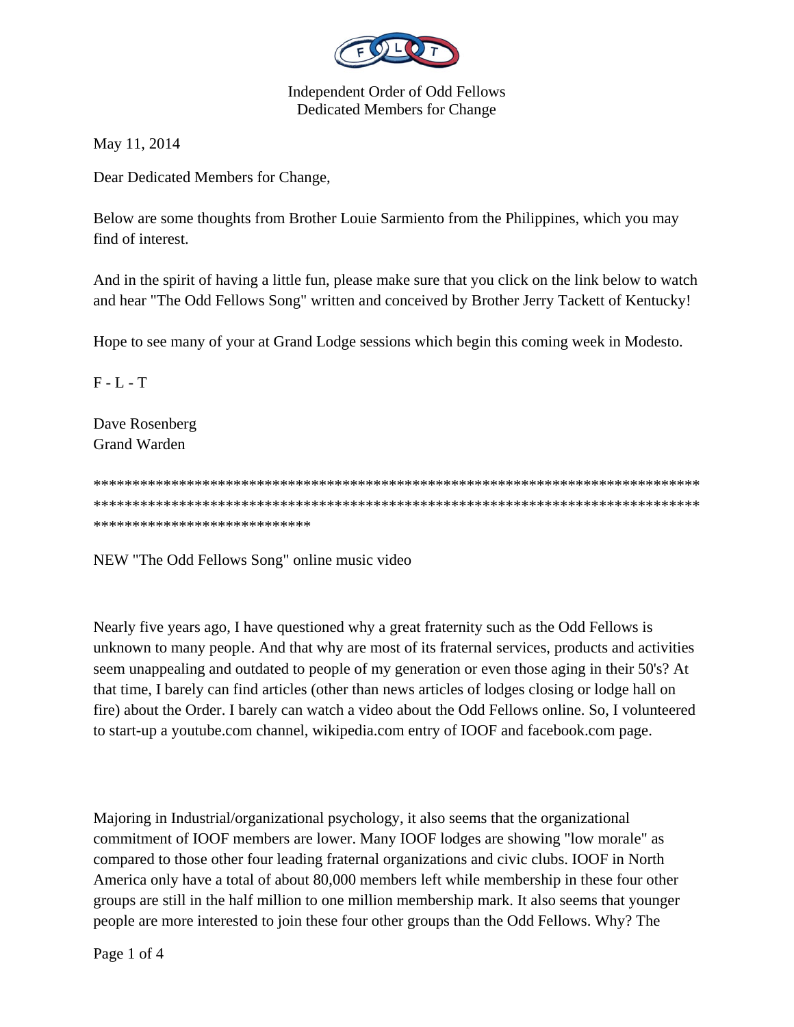Independent Order of Odd Fellows
Dedicated Members for Change

May 11, 2014

Dear Dedicated Members for Change,

Below are some thoughts from Brother Louie Sarmiento from the Philippines, which you may find of interest.

And in the spirit of having a little fun, please make sure that you click on the link below to watch and hear "The Odd Fellows Song" written and conceived by Brother Jerry Tackett of Kentucky!

Hope to see many of your at Grand Lodge sessions which begin this coming week in Modesto.

F - L - T

Dave Rosenberg
Grand Warden

****************************************************************************************************************************************************************************************************

NEW "The Odd Fellows Song" online music video

Nearly five years ago, I have questioned why a great fraternity such as the Odd Fellows is unknown to many people. And that why are most of its fraternal services, products and activities seem unappealing and outdated to people of my generation or even those aging in their 50's? At that time, I barely can find articles (other than news articles of lodges closing or lodge hall on fire) about the Order. I barely can watch a video about the Odd Fellows online. So, I volunteered to start-up a youtube.com channel, wikipedia.com entry of IOOF and facebook.com page.

Majoring in Industrial/organizational psychology, it also seems that the organizational commitment of IOOF members are lower. Many IOOF lodges are showing "low morale" as compared to those other four leading fraternal organizations and civic clubs. IOOF in North America only have a total of about 80,000 members left while membership in these four other groups are still in the half million to one million membership mark. It also seems that younger people are more interested to join these four other groups than the Odd Fellows. Why? The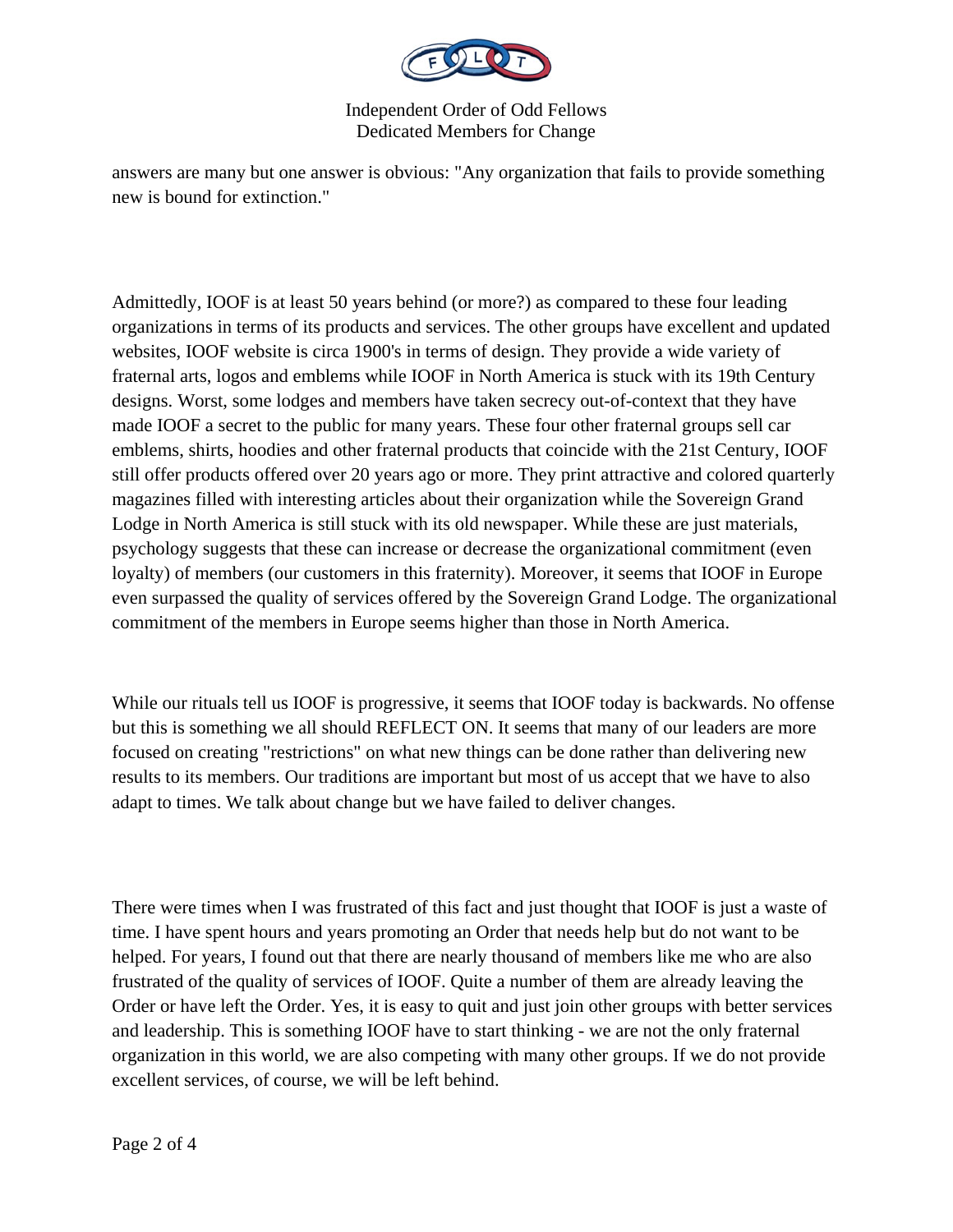answers are many but one answer is obvious: "Any organization that fails to provide something new is bound for extinction."

Admittedly, IOOF is at least 50 years behind (or more?) as compared to these four leading organizations in terms of its products and services. The other groups have excellent and updated websites, IOOF website is circa 1900's in terms of design. They provide a wide variety of fraternal arts, logos and emblems while IOOF in North America is stuck with its 19th Century designs. Worst, some lodges and members have taken secrecy out-of-context that they have made IOOF a secret to the public for many years. These four other fraternal groups sell car emblems, shirts, hoodies and other fraternal products that coincide with the 21st Century, IOOF still offer products offered over 20 years ago or more. They print attractive and colored quarterly magazines filled with interesting articles about their organization while the Sovereign Grand Lodge in North America is still stuck with its old newspaper. While these are just materials, psychology suggests that these can increase or decrease the organizational commitment (even loyalty) of members (our customers in this fraternity). Moreover, it seems that IOOF in Europe even surpassed the quality of services offered by the Sovereign Grand Lodge. The organizational commitment of the members in Europe seems higher than those in North America.

While our rituals tell us IOOF is progressive, it seems that IOOF today is backwards. No offense but this is something we all should REFLECT ON. It seems that many of our leaders are more focused on creating "restrictions" on what new things can be done rather than delivering new results to its members. Our traditions are important but most of us accept that we have to also adapt to times. We talk about change but we have failed to deliver changes.

There were times when I was frustrated of this fact and just thought that IOOF is just a waste of time. I have spent hours and years promoting an Order that needs help but do not want to be helped. For years, I found out that there are nearly thousand of members like me who are also frustrated of the quality of services of IOOF. Quite a number of them are already leaving the Order or have left the Order. Yes, it is easy to quit and just join other groups with better services and leadership. This is something IOOF have to start thinking - we are not the only fraternal organization in this world, we are also competing with many other groups. If we do not provide excellent services, of course, we will be left behind.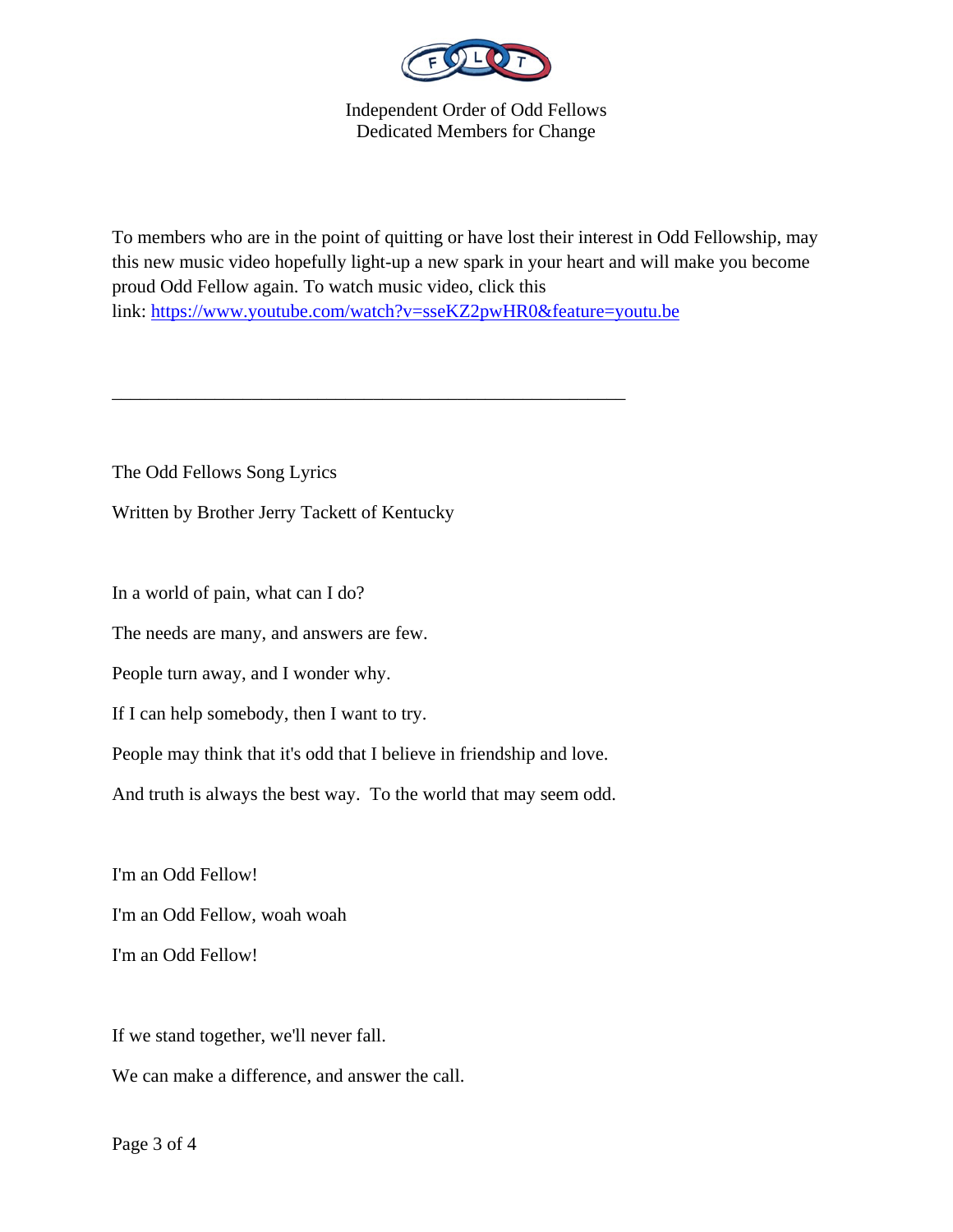Independent Order of Odd Fellows
Dedicated Members for Change

To members who are in the point of quitting or have lost their interest in Odd Fellowship, may this new music video hopefully light-up a new spark in your heart and will make you become proud Odd Fellow again. To watch music video, click this link: https://www.youtube.com/watch?v=sseKZ2pwHR0&feature=youtu.be

---

The Odd Fellows Song Lyrics

Written by Brother Jerry Tackett of Kentucky

In a world of pain, what can I do?

The needs are many, and answers are few.

People turn away, and I wonder why.

If I can help somebody, then I want to try.

People may think that it's odd that I believe in friendship and love.

And truth is always the best way. To the world that may seem odd.

I'm an Odd Fellow!

I'm an Odd Fellow, woah woah

I'm an Odd Fellow!

If we stand together, we'll never fall.

We can make a difference, and answer the call.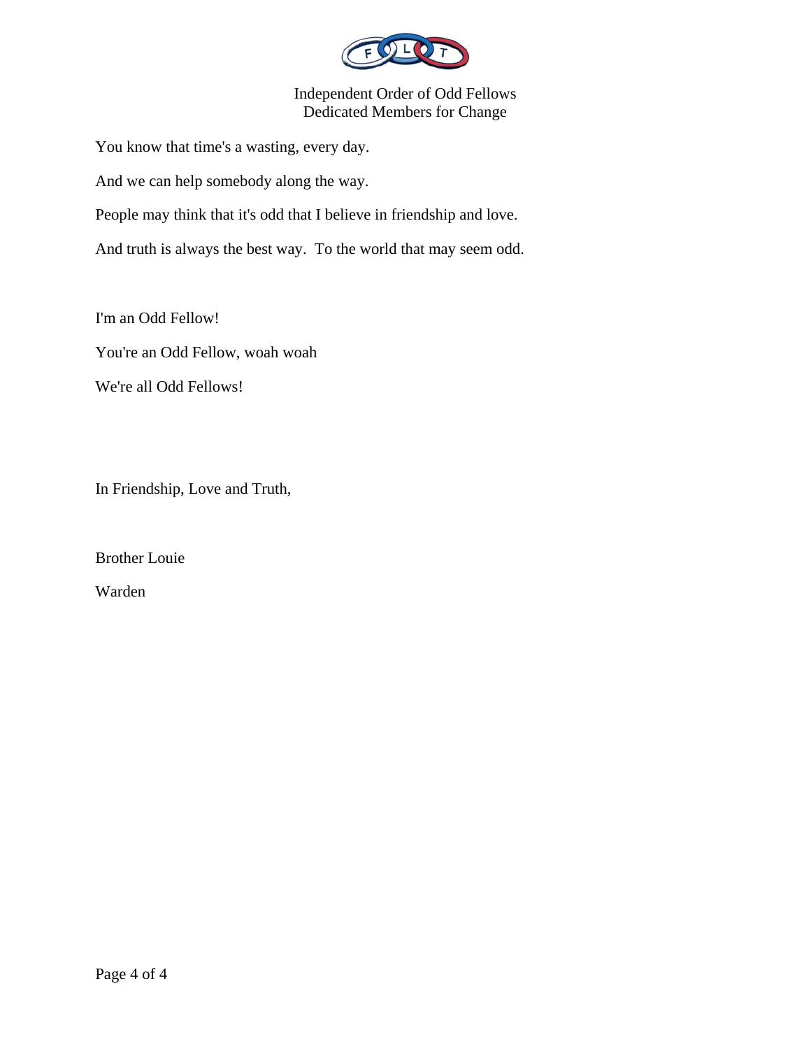Independent Order of Odd Fellows
Dedicated Members for Change

You know that time's a wasting, every day.

And we can help somebody along the way.

People may think that it's odd that I believe in friendship and love.

And truth is always the best way.  To the world that may seem odd.

I'm an Odd Fellow!

You're an Odd Fellow, woah woah

We're all Odd Fellows!

In Friendship, Love and Truth,

Brother Louie

Warden